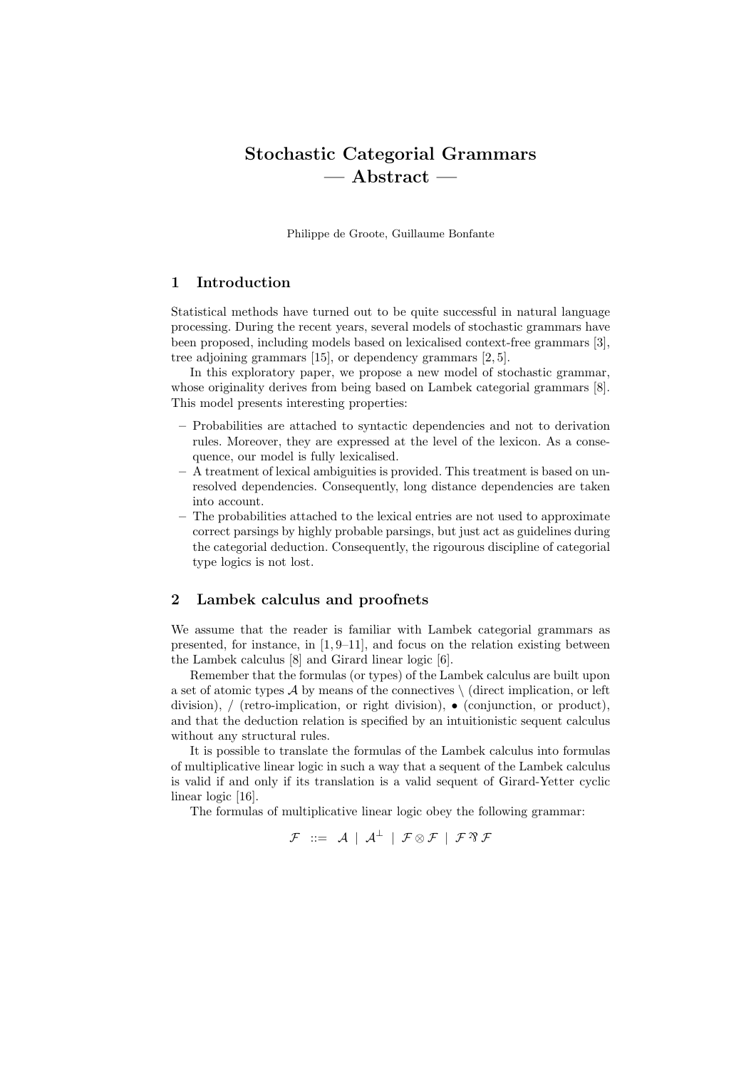# Stochastic Categorial Grammars
## — Abstract —

Philippe de Groote, Guillaume Bonfante

## 1 Introduction

Statistical methods have turned out to be quite successful in natural language processing. During the recent years, several models of stochastic grammars have been proposed, including models based on lexicalised context-free grammars [3], tree adjoining grammars [15], or dependency grammars [2, 5].

In this exploratory paper, we propose a new model of stochastic grammar, whose originality derives from being based on Lambek categorial grammars [8]. This model presents interesting properties:

- Probabilities are attached to syntactic dependencies and not to derivation rules. Moreover, they are expressed at the level of the lexicon. As a consequence, our model is fully lexicalised.
- A treatment of lexical ambiguities is provided. This treatment is based on unresolved dependencies. Consequently, long distance dependencies are taken into account.
- The probabilities attached to the lexical entries are not used to approximate correct parsings by highly probable parsings, but just act as guidelines during the categorial deduction. Consequently, the rigourous discipline of categorial type logics is not lost.

## 2 Lambek calculus and proofnets

We assume that the reader is familiar with Lambek categorial grammars as presented, for instance, in [1, 9–11], and focus on the relation existing between the Lambek calculus [8] and Girard linear logic [6].

Remember that the formulas (or types) of the Lambek calculus are built upon a set of atomic types $\mathcal{A}$ by means of the connectives $\backslash$ (direct implication, or left division), $/$ (retro-implication, or right division), $\bullet$ (conjunction, or product), and that the deduction relation is specified by an intuitionistic sequent calculus without any structural rules.

It is possible to translate the formulas of the Lambek calculus into formulas of multiplicative linear logic in such a way that a sequent of the Lambek calculus is valid if and only if its translation is a valid sequent of Girard-Yetter cyclic linear logic [16].

The formulas of multiplicative linear logic obey the following grammar:

$$\mathcal{F} \ ::= \ \mathcal{A} \ | \ \mathcal{A}^{\perp} \ | \ \mathcal{F} \otimes \mathcal{F} \ | \ \mathcal{F} \mathbin{⅋} \mathcal{F}$$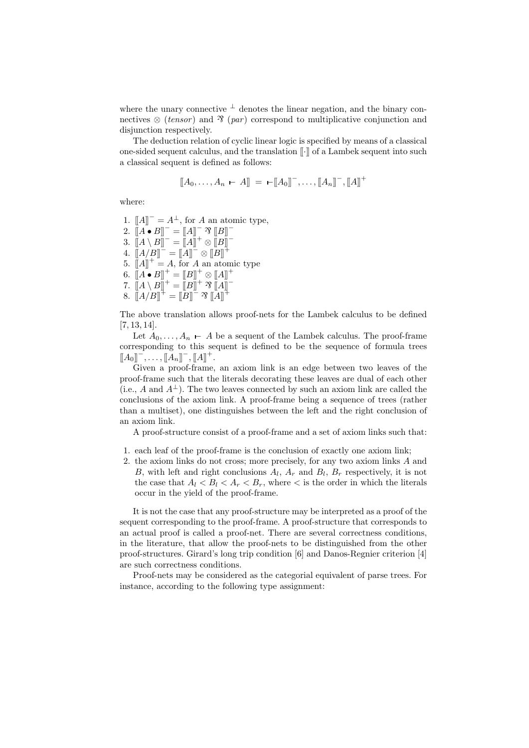where the unary connective $^{\perp}$ denotes the linear negation, and the binary connectives $\otimes$ (*tensor*) and $\parr$ (*par*) correspond to multiplicative conjunction and disjunction respectively.

The deduction relation of cyclic linear logic is specified by means of a classical one-sided sequent calculus, and the translation $[\![\cdot]\!]$ of a Lambek sequent into such a classical sequent is defined as follows:

$$[\![A_0, \ldots, A_n \vdash A]\!] = \vdash [\![A_0]\!]^-, \ldots, [\![A_n]\!]^-, [\![A]\!]^+$$

where:

1. $[\![A]\!]^- = A^{\perp}$, for $A$ an atomic type,
2. $[\![A \bullet B]\!]^- = [\![A]\!]^- \parr [\![B]\!]^-$
3. $[\![A \setminus B]\!]^- = [\![A]\!]^+ \otimes [\![B]\!]^-$
4. $[\![A / B]\!]^- = [\![A]\!]^- \otimes [\![B]\!]^+$
5. $[\![A]\!]^+ = A$, for $A$ an atomic type
6. $[\![A \bullet B]\!]^+ = [\![B]\!]^+ \otimes [\![A]\!]^+$
7. $[\![A \setminus B]\!]^+ = [\![B]\!]^+ \parr [\![A]\!]^-$
8. $[\![A / B]\!]^+ = [\![B]\!]^- \parr [\![A]\!]^+$

The above translation allows proof-nets for the Lambek calculus to be defined [7, 13, 14].

Let $A_0, \ldots, A_n \vdash A$ be a sequent of the Lambek calculus. The proof-frame corresponding to this sequent is defined to be the sequence of formula trees $[\![A_0]\!]^-, \ldots, [\![A_n]\!]^-, [\![A]\!]^+$.

Given a proof-frame, an axiom link is an edge between two leaves of the proof-frame such that the literals decorating these leaves are dual of each other (i.e., $A$ and $A^{\perp}$). The two leaves connected by such an axiom link are called the conclusions of the axiom link. A proof-frame being a sequence of trees (rather than a multiset), one distinguishes between the left and the right conclusion of an axiom link.

A proof-structure consist of a proof-frame and a set of axiom links such that:

1. each leaf of the proof-frame is the conclusion of exactly one axiom link;
2. the axiom links do not cross; more precisely, for any two axiom links $A$ and $B$, with left and right conclusions $A_l$, $A_r$ and $B_l$, $B_r$ respectively, it is not the case that $A_l < B_l < A_r < B_r$, where $<$ is the order in which the literals occur in the yield of the proof-frame.

It is not the case that any proof-structure may be interpreted as a proof of the sequent corresponding to the proof-frame. A proof-structure that corresponds to an actual proof is called a proof-net. There are several correctness conditions, in the literature, that allow the proof-nets to be distinguished from the other proof-structures. Girard's long trip condition [6] and Danos-Regnier criterion [4] are such correctness conditions.

Proof-nets may be considered as the categorial equivalent of parse trees. For instance, according to the following type assignment: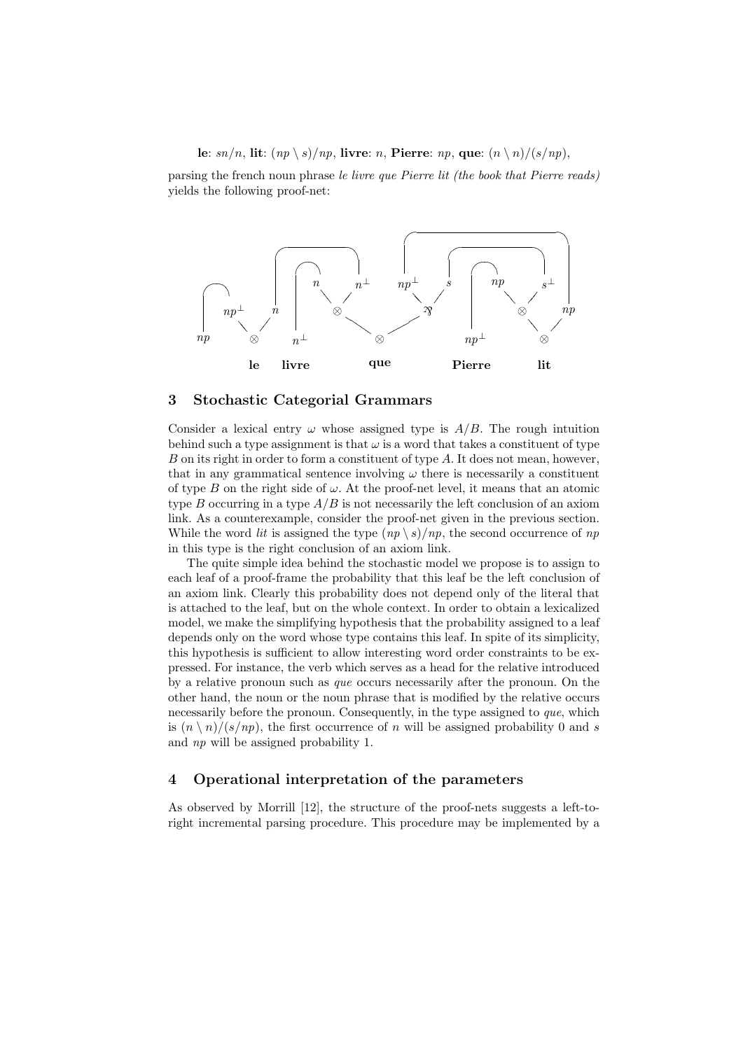**le**: $sn/n$, **lit**: $(np \setminus s)/np$, **livre**: $n$, **Pierre**: $np$, **que**: $(n \setminus n)/(s/np)$,

parsing the french noun phrase *le livre que Pierre lit (the book that Pierre reads)* yields the following proof-net:

## 3 Stochastic Categorial Grammars

Consider a lexical entry $\omega$ whose assigned type is $A/B$. The rough intuition behind such a type assignment is that $\omega$ is a word that takes a constituent of type $B$ on its right in order to form a constituent of type $A$. It does not mean, however, that in any grammatical sentence involving $\omega$ there is necessarily a constituent of type $B$ on the right side of $\omega$. At the proof-net level, it means that an atomic type $B$ occurring in a type $A/B$ is not necessarily the left conclusion of an axiom link. As a counterexample, consider the proof-net given in the previous section. While the word *lit* is assigned the type $(np \setminus s)/np$, the second occurrence of $np$ in this type is the right conclusion of an axiom link.

The quite simple idea behind the stochastic model we propose is to assign to each leaf of a proof-frame the probability that this leaf be the left conclusion of an axiom link. Clearly this probability does not depend only of the literal that is attached to the leaf, but on the whole context. In order to obtain a lexicalized model, we make the simplifying hypothesis that the probability assigned to a leaf depends only on the word whose type contains this leaf. In spite of its simplicity, this hypothesis is sufficient to allow interesting word order constraints to be expressed. For instance, the verb which serves as a head for the relative introduced by a relative pronoun such as *que* occurs necessarily after the pronoun. On the other hand, the noun or the noun phrase that is modified by the relative occurs necessarily before the pronoun. Consequently, in the type assigned to *que*, which is $(n \setminus n)/(s/np)$, the first occurrence of $n$ will be assigned probability 0 and $s$ and $np$ will be assigned probability 1.

## 4 Operational interpretation of the parameters

As observed by Morrill [12], the structure of the proof-nets suggests a left-to-right incremental parsing procedure. This procedure may be implemented by a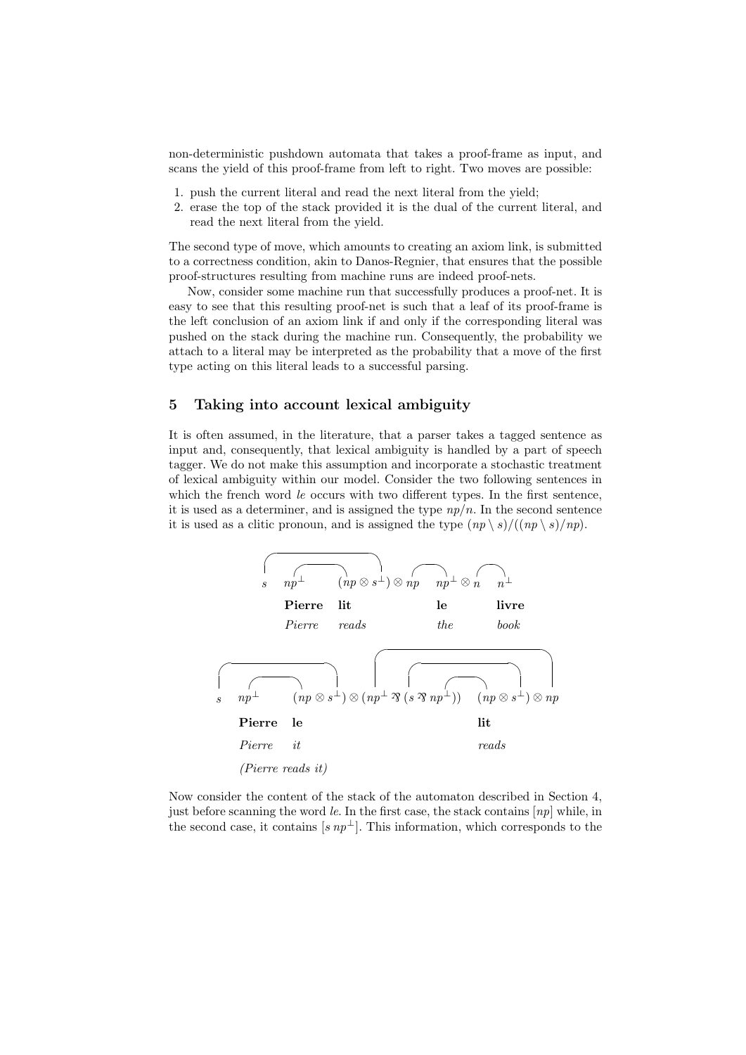non-deterministic pushdown automata that takes a proof-frame as input, and scans the yield of this proof-frame from left to right. Two moves are possible:

1. push the current literal and read the next literal from the yield;
2. erase the top of the stack provided it is the dual of the current literal, and read the next literal from the yield.

The second type of move, which amounts to creating an axiom link, is submitted to a correctness condition, akin to Danos-Regnier, that ensures that the possible proof-structures resulting from machine runs are indeed proof-nets.

Now, consider some machine run that successfully produces a proof-net. It is easy to see that this resulting proof-net is such that a leaf of its proof-frame is the left conclusion of an axiom link if and only if the corresponding literal was pushed on the stack during the machine run. Consequently, the probability we attach to a literal may be interpreted as the probability that a move of the first type acting on this literal leads to a successful parsing.

## 5 Taking into account lexical ambiguity

It is often assumed, in the literature, that a parser takes a tagged sentence as input and, consequently, that lexical ambiguity is handled by a part of speech tagger. We do not make this assumption and incorporate a stochastic treatment of lexical ambiguity within our model. Consider the two following sentences in which the french word *le* occurs with two different types. In the first sentence, it is used as a determiner, and is assigned the type $np/n$. In the second sentence it is used as a clitic pronoun, and is assigned the type $(np \setminus s)/((np \setminus s)/np)$.

$$s \quad np^{\perp} \quad (np \otimes s^{\perp}) \otimes np \quad np^{\perp} \otimes n \quad n^{\perp}$$

| | **Pierre** | **lit** | **le** | **livre** |
|---|---|---|---|---|
| | *Pierre* | *reads* | *the* | *book* |

$$s \quad np^{\perp} \quad (np \otimes s^{\perp}) \otimes (np^{\perp} \parr (s \parr np^{\perp})) \quad (np \otimes s^{\perp}) \otimes np$$

| | **Pierre** | **le** | **lit** |
|---|---|---|---|
| | *Pierre* | *it* | *reads* |

*(Pierre reads it)*

Now consider the content of the stack of the automaton described in Section 4, just before scanning the word *le*. In the first case, the stack contains $[np]$ while, in the second case, it contains $[s\ np^{\perp}]$. This information, which corresponds to the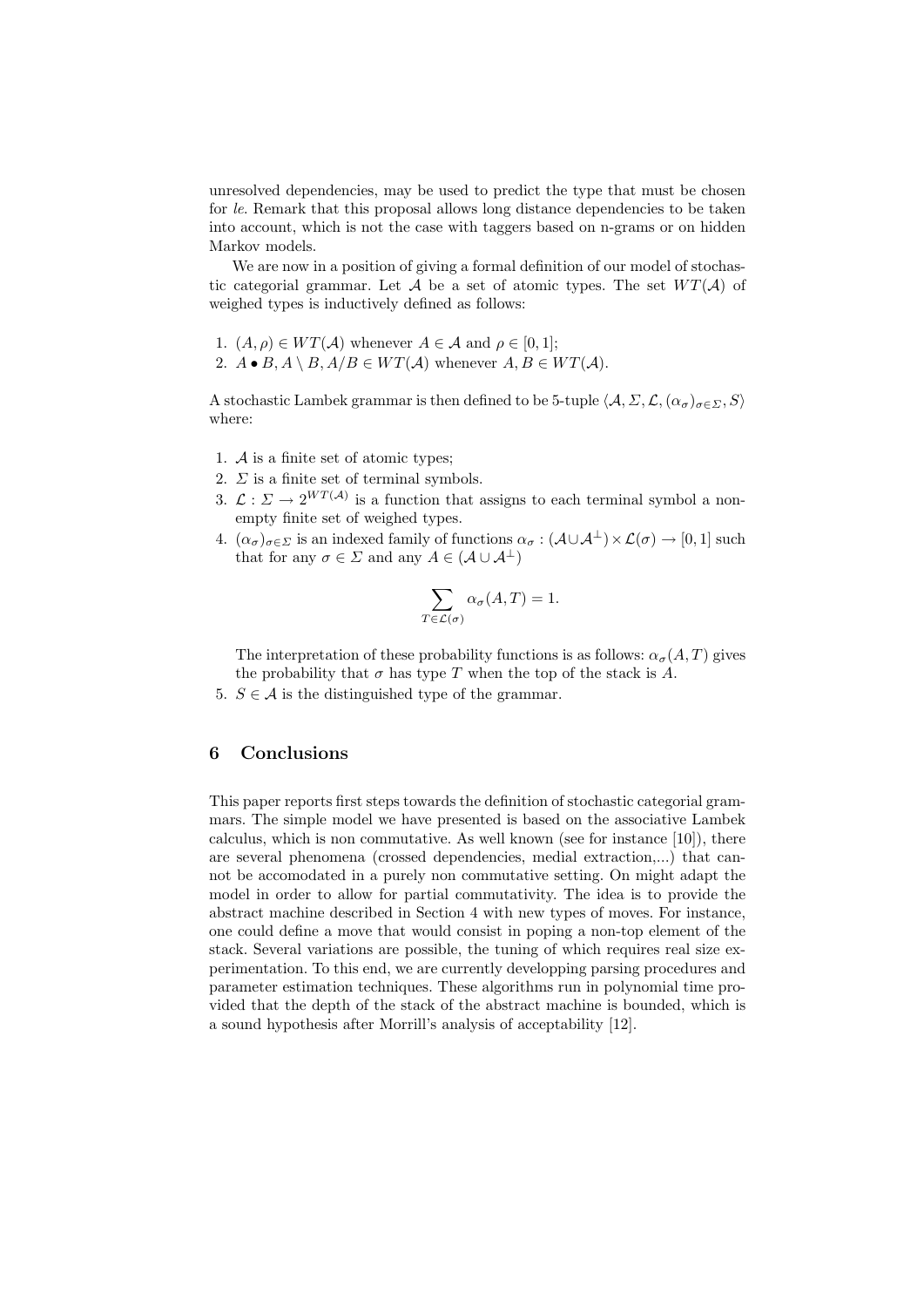unresolved dependencies, may be used to predict the type that must be chosen for *le*. Remark that this proposal allows long distance dependencies to be taken into account, which is not the case with taggers based on n-grams or on hidden Markov models.

We are now in a position of giving a formal definition of our model of stochastic categorial grammar. Let $\mathcal{A}$ be a set of atomic types. The set $WT(\mathcal{A})$ of weighed types is inductively defined as follows:

1. $(A, \rho) \in WT(\mathcal{A})$ whenever $A \in \mathcal{A}$ and $\rho \in [0, 1]$;
2. $A \bullet B, A \setminus B, A/B \in WT(\mathcal{A})$ whenever $A, B \in WT(\mathcal{A})$.

A stochastic Lambek grammar is then defined to be 5-tuple $\langle \mathcal{A}, \Sigma, \mathcal{L}, (\alpha_\sigma)_{\sigma\in\Sigma}, S \rangle$ where:

1. $\mathcal{A}$ is a finite set of atomic types;
2. $\Sigma$ is a finite set of terminal symbols.
3. $\mathcal{L} : \Sigma \to 2^{WT(\mathcal{A})}$ is a function that assigns to each terminal symbol a non-empty finite set of weighed types.
4. $(\alpha_\sigma)_{\sigma\in\Sigma}$ is an indexed family of functions $\alpha_\sigma : (\mathcal{A} \cup \mathcal{A}^\perp) \times \mathcal{L}(\sigma) \to [0, 1]$ such that for any $\sigma \in \Sigma$ and any $A \in (\mathcal{A} \cup \mathcal{A}^\perp)$

$$\sum_{T \in \mathcal{L}(\sigma)} \alpha_\sigma(A, T) = 1.$$

   The interpretation of these probability functions is as follows: $\alpha_\sigma(A, T)$ gives the probability that $\sigma$ has type $T$ when the top of the stack is $A$.
5. $S \in \mathcal{A}$ is the distinguished type of the grammar.

## 6 Conclusions

This paper reports first steps towards the definition of stochastic categorial grammars. The simple model we have presented is based on the associative Lambek calculus, which is non commutative. As well known (see for instance [10]), there are several phenomena (crossed dependencies, medial extraction,...) that cannot be accomodated in a purely non commutative setting. On might adapt the model in order to allow for partial commutativity. The idea is to provide the abstract machine described in Section 4 with new types of moves. For instance, one could define a move that would consist in poping a non-top element of the stack. Several variations are possible, the tuning of which requires real size experimentation. To this end, we are currently developping parsing procedures and parameter estimation techniques. These algorithms run in polynomial time provided that the depth of the stack of the abstract machine is bounded, which is a sound hypothesis after Morrill's analysis of acceptability [12].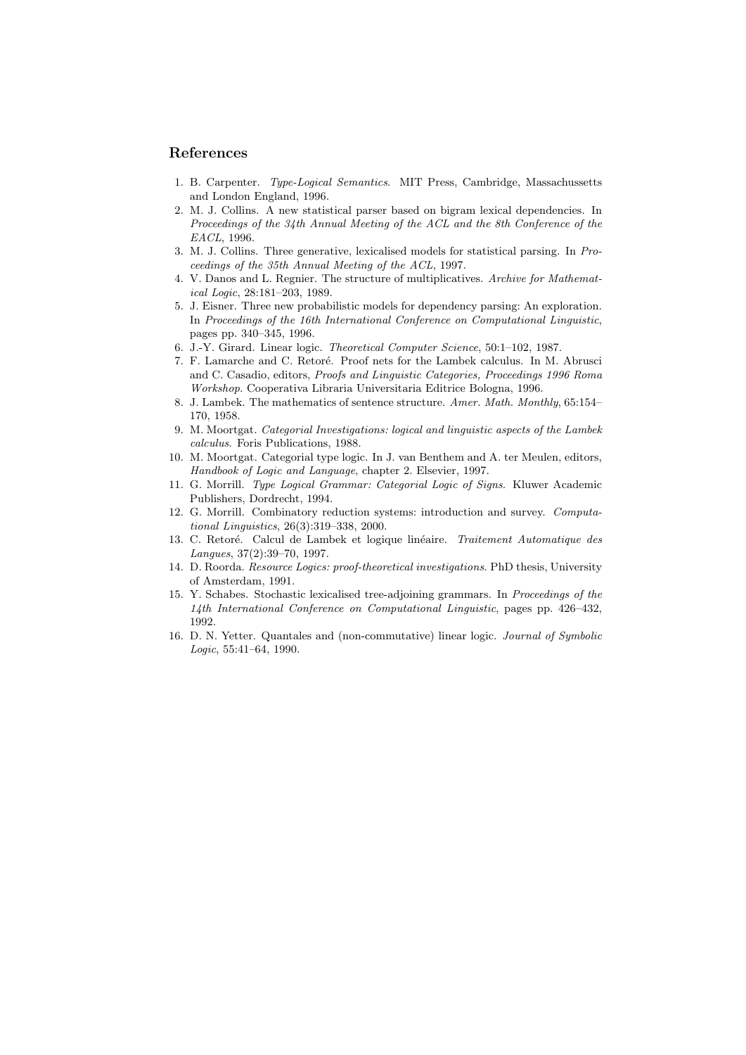## References

1. B. Carpenter. *Type-Logical Semantics*. MIT Press, Cambridge, Massachussetts and London England, 1996.
2. M. J. Collins. A new statistical parser based on bigram lexical dependencies. In *Proceedings of the 34th Annual Meeting of the ACL and the 8th Conference of the EACL*, 1996.
3. M. J. Collins. Three generative, lexicalised models for statistical parsing. In *Proceedings of the 35th Annual Meeting of the ACL*, 1997.
4. V. Danos and L. Regnier. The structure of multiplicatives. *Archive for Mathematical Logic*, 28:181–203, 1989.
5. J. Eisner. Three new probabilistic models for dependency parsing: An exploration. In *Proceedings of the 16th International Conference on Computational Linguistic*, pages pp. 340–345, 1996.
6. J.-Y. Girard. Linear logic. *Theoretical Computer Science*, 50:1–102, 1987.
7. F. Lamarche and C. Retoré. Proof nets for the Lambek calculus. In M. Abrusci and C. Casadio, editors, *Proofs and Linguistic Categories, Proceedings 1996 Roma Workshop*. Cooperativa Libraria Universitaria Editrice Bologna, 1996.
8. J. Lambek. The mathematics of sentence structure. *Amer. Math. Monthly*, 65:154–170, 1958.
9. M. Moortgat. *Categorial Investigations: logical and linguistic aspects of the Lambek calculus*. Foris Publications, 1988.
10. M. Moortgat. Categorial type logic. In J. van Benthem and A. ter Meulen, editors, *Handbook of Logic and Language*, chapter 2. Elsevier, 1997.
11. G. Morrill. *Type Logical Grammar: Categorial Logic of Signs*. Kluwer Academic Publishers, Dordrecht, 1994.
12. G. Morrill. Combinatory reduction systems: introduction and survey. *Computational Linguistics*, 26(3):319–338, 2000.
13. C. Retoré. Calcul de Lambek et logique linéaire. *Traitement Automatique des Langues*, 37(2):39–70, 1997.
14. D. Roorda. *Resource Logics: proof-theoretical investigations*. PhD thesis, University of Amsterdam, 1991.
15. Y. Schabes. Stochastic lexicalised tree-adjoining grammars. In *Proceedings of the 14th International Conference on Computational Linguistic*, pages pp. 426–432, 1992.
16. D. N. Yetter. Quantales and (non-commutative) linear logic. *Journal of Symbolic Logic*, 55:41–64, 1990.